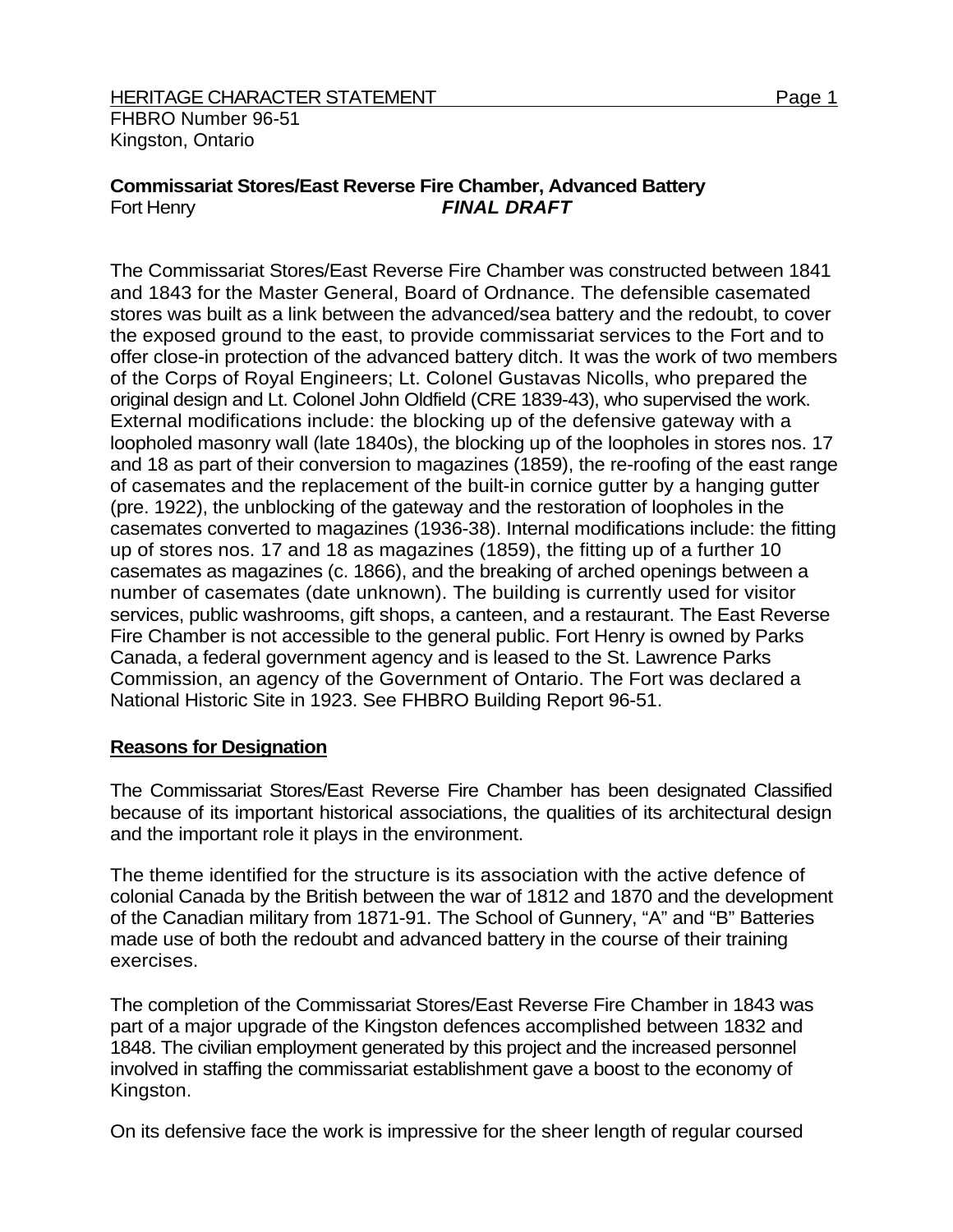FHBRO Number 96-51
Kingston, Ontario

**Commissariat Stores/East Reverse Fire Chamber, Advanced Battery**
Fort Henry ***FINAL DRAFT***

The Commissariat Stores/East Reverse Fire Chamber was constructed between 1841 and 1843 for the Master General, Board of Ordnance. The defensible casemated stores was built as a link between the advanced/sea battery and the redoubt, to cover the exposed ground to the east, to provide commissariat services to the Fort and to offer close-in protection of the advanced battery ditch. It was the work of two members of the Corps of Royal Engineers; Lt. Colonel Gustavas Nicolls, who prepared the original design and Lt. Colonel John Oldfield (CRE 1839-43), who supervised the work. External modifications include: the blocking up of the defensive gateway with a loopholed masonry wall (late 1840s), the blocking up of the loopholes in stores nos. 17 and 18 as part of their conversion to magazines (1859), the re-roofing of the east range of casemates and the replacement of the built-in cornice gutter by a hanging gutter (pre. 1922), the unblocking of the gateway and the restoration of loopholes in the casemates converted to magazines (1936-38). Internal modifications include: the fitting up of stores nos. 17 and 18 as magazines (1859), the fitting up of a further 10 casemates as magazines (c. 1866), and the breaking of arched openings between a number of casemates (date unknown). The building is currently used for visitor services, public washrooms, gift shops, a canteen, and a restaurant. The East Reverse Fire Chamber is not accessible to the general public. Fort Henry is owned by Parks Canada, a federal government agency and is leased to the St. Lawrence Parks Commission, an agency of the Government of Ontario. The Fort was declared a National Historic Site in 1923. See FHBRO Building Report 96-51.

## Reasons for Designation

The Commissariat Stores/East Reverse Fire Chamber has been designated Classified because of its important historical associations, the qualities of its architectural design and the important role it plays in the environment.

The theme identified for the structure is its association with the active defence of colonial Canada by the British between the war of 1812 and 1870 and the development of the Canadian military from 1871-91. The School of Gunnery, "A" and "B" Batteries made use of both the redoubt and advanced battery in the course of their training exercises.

The completion of the Commissariat Stores/East Reverse Fire Chamber in 1843 was part of a major upgrade of the Kingston defences accomplished between 1832 and 1848. The civilian employment generated by this project and the increased personnel involved in staffing the commissariat establishment gave a boost to the economy of Kingston.

On its defensive face the work is impressive for the sheer length of regular coursed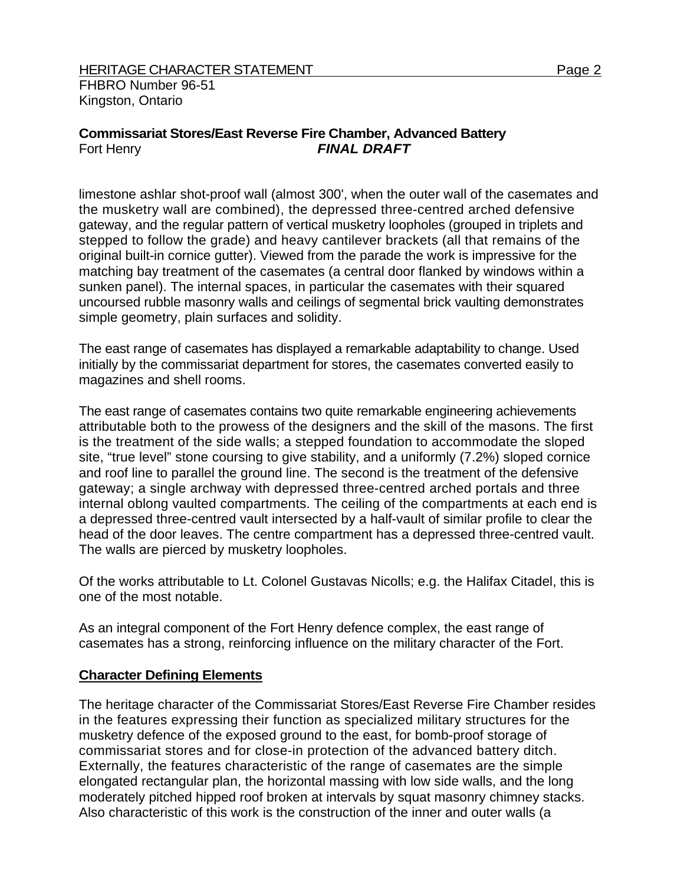limestone ashlar shot-proof wall (almost 300', when the outer wall of the casemates and the musketry wall are combined), the depressed three-centred arched defensive gateway, and the regular pattern of vertical musketry loopholes (grouped in triplets and stepped to follow the grade) and heavy cantilever brackets (all that remains of the original built-in cornice gutter). Viewed from the parade the work is impressive for the matching bay treatment of the casemates (a central door flanked by windows within a sunken panel). The internal spaces, in particular the casemates with their squared uncoursed rubble masonry walls and ceilings of segmental brick vaulting demonstrates simple geometry, plain surfaces and solidity.

The east range of casemates has displayed a remarkable adaptability to change. Used initially by the commissariat department for stores, the casemates converted easily to magazines and shell rooms.

The east range of casemates contains two quite remarkable engineering achievements attributable both to the prowess of the designers and the skill of the masons. The first is the treatment of the side walls; a stepped foundation to accommodate the sloped site, "true level" stone coursing to give stability, and a uniformly (7.2%) sloped cornice and roof line to parallel the ground line. The second is the treatment of the defensive gateway; a single archway with depressed three-centred arched portals and three internal oblong vaulted compartments. The ceiling of the compartments at each end is a depressed three-centred vault intersected by a half-vault of similar profile to clear the head of the door leaves. The centre compartment has a depressed three-centred vault. The walls are pierced by musketry loopholes.

Of the works attributable to Lt. Colonel Gustavas Nicolls; e.g. the Halifax Citadel, this is one of the most notable.

As an integral component of the Fort Henry defence complex, the east range of casemates has a strong, reinforcing influence on the military character of the Fort.

## Character Defining Elements

The heritage character of the Commissariat Stores/East Reverse Fire Chamber resides in the features expressing their function as specialized military structures for the musketry defence of the exposed ground to the east, for bomb-proof storage of commissariat stores and for close-in protection of the advanced battery ditch. Externally, the features characteristic of the range of casemates are the simple elongated rectangular plan, the horizontal massing with low side walls, and the long moderately pitched hipped roof broken at intervals by squat masonry chimney stacks. Also characteristic of this work is the construction of the inner and outer walls (a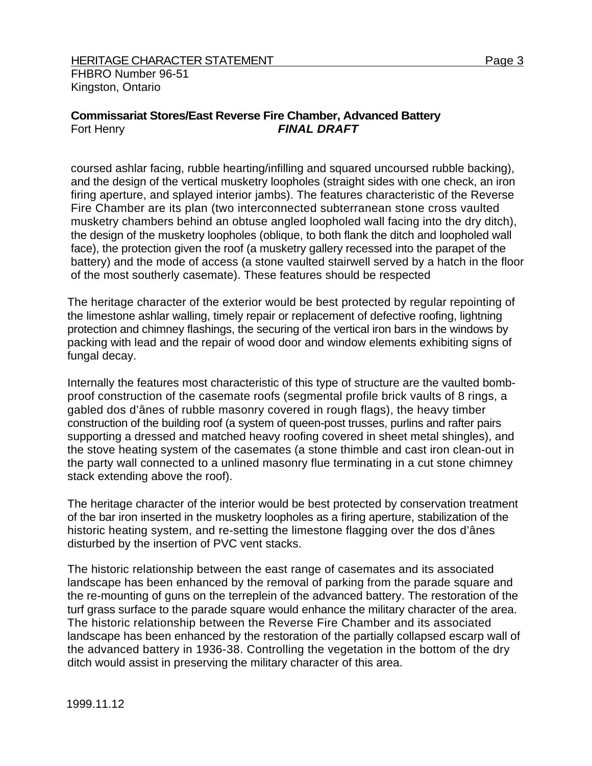coursed ashlar facing, rubble hearting/infilling and squared uncoursed rubble backing), and the design of the vertical musketry loopholes (straight sides with one check, an iron firing aperture, and splayed interior jambs). The features characteristic of the Reverse Fire Chamber are its plan (two interconnected subterranean stone cross vaulted musketry chambers behind an obtuse angled loopholed wall facing into the dry ditch), the design of the musketry loopholes (oblique, to both flank the ditch and loopholed wall face), the protection given the roof (a musketry gallery recessed into the parapet of the battery) and the mode of access (a stone vaulted stairwell served by a hatch in the floor of the most southerly casemate). These features should be respected

The heritage character of the exterior would be best protected by regular repointing of the limestone ashlar walling, timely repair or replacement of defective roofing, lightning protection and chimney flashings, the securing of the vertical iron bars in the windows by packing with lead and the repair of wood door and window elements exhibiting signs of fungal decay.

Internally the features most characteristic of this type of structure are the vaulted bomb-proof construction of the casemate roofs (segmental profile brick vaults of 8 rings, a gabled dos d'ânes of rubble masonry covered in rough flags), the heavy timber construction of the building roof (a system of queen-post trusses, purlins and rafter pairs supporting a dressed and matched heavy roofing covered in sheet metal shingles), and the stove heating system of the casemates (a stone thimble and cast iron clean-out in the party wall connected to a unlined masonry flue terminating in a cut stone chimney stack extending above the roof).

The heritage character of the interior would be best protected by conservation treatment of the bar iron inserted in the musketry loopholes as a firing aperture, stabilization of the historic heating system, and re-setting the limestone flagging over the dos d'ânes disturbed by the insertion of PVC vent stacks.

The historic relationship between the east range of casemates and its associated landscape has been enhanced by the removal of parking from the parade square and the re-mounting of guns on the terreplein of the advanced battery. The restoration of the turf grass surface to the parade square would enhance the military character of the area. The historic relationship between the Reverse Fire Chamber and its associated landscape has been enhanced by the restoration of the partially collapsed escarp wall of the advanced battery in 1936-38. Controlling the vegetation in the bottom of the dry ditch would assist in preserving the military character of this area.